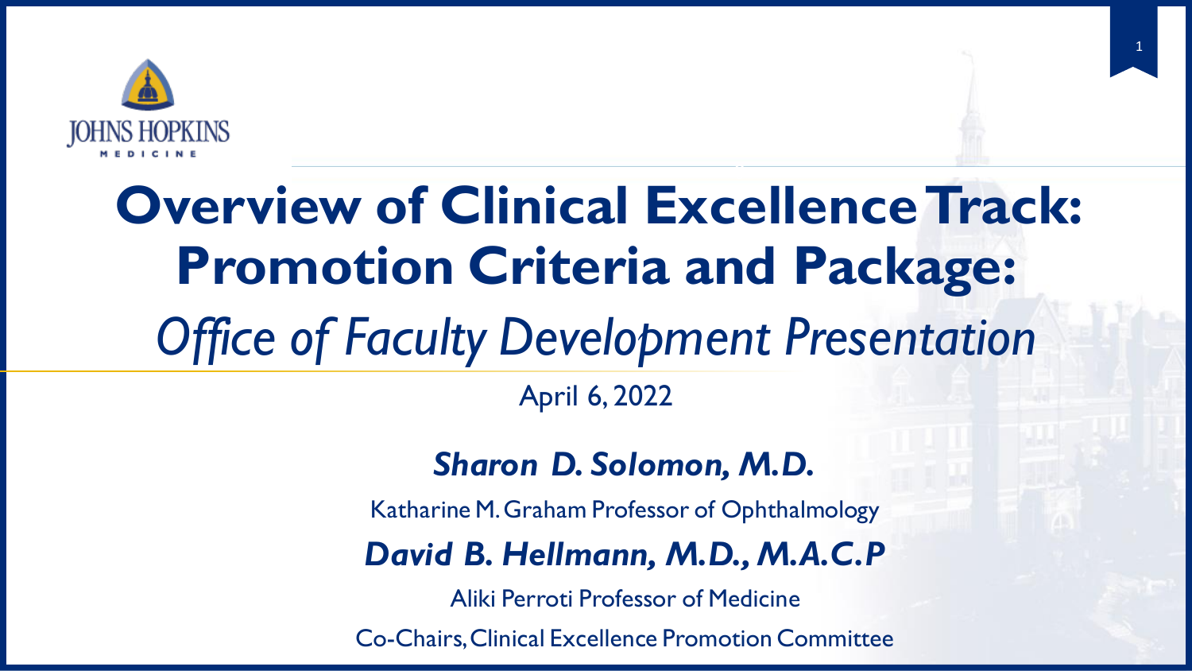# Overview of Clinical Excellence Track: Promotion Criteria and Package:

*Office of Faculty Development Presentation*

April 6, 2022

***Sharon D. Solomon, M.D.***

Katharine M. Graham Professor of Ophthalmology

***David B. Hellmann, M.D., M.A.C.P***

Aliki Perroti Professor of Medicine

Co-Chairs, Clinical Excellence Promotion Committee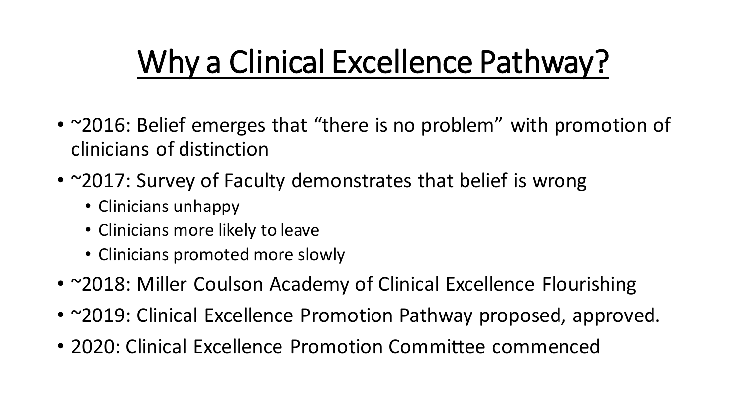# Why a Clinical Excellence Pathway?

- ~2016: Belief emerges that "there is no problem" with promotion of clinicians of distinction
- ~2017: Survey of Faculty demonstrates that belief is wrong
  - Clinicians unhappy
  - Clinicians more likely to leave
  - Clinicians promoted more slowly
- ~2018: Miller Coulson Academy of Clinical Excellence Flourishing
- ~2019: Clinical Excellence Promotion Pathway proposed, approved.
- 2020: Clinical Excellence Promotion Committee commenced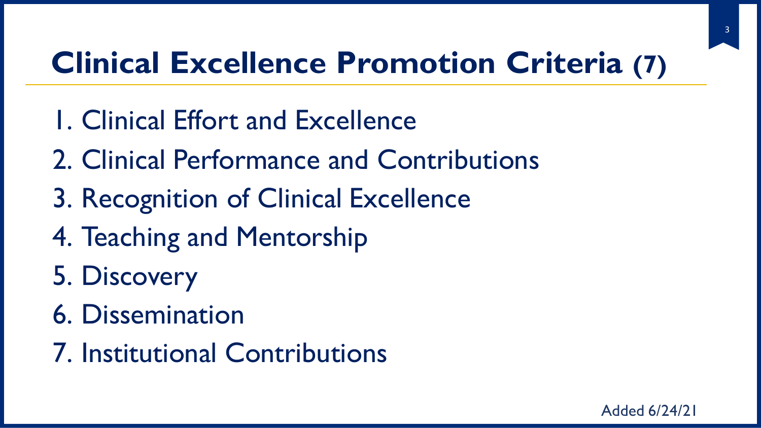# Clinical Excellence Promotion Criteria **(7)**

1. Clinical Effort and Excellence
2. Clinical Performance and Contributions
3. Recognition of Clinical Excellence
4. Teaching and Mentorship
5. Discovery
6. Dissemination
7. Institutional Contributions

Added 6/24/21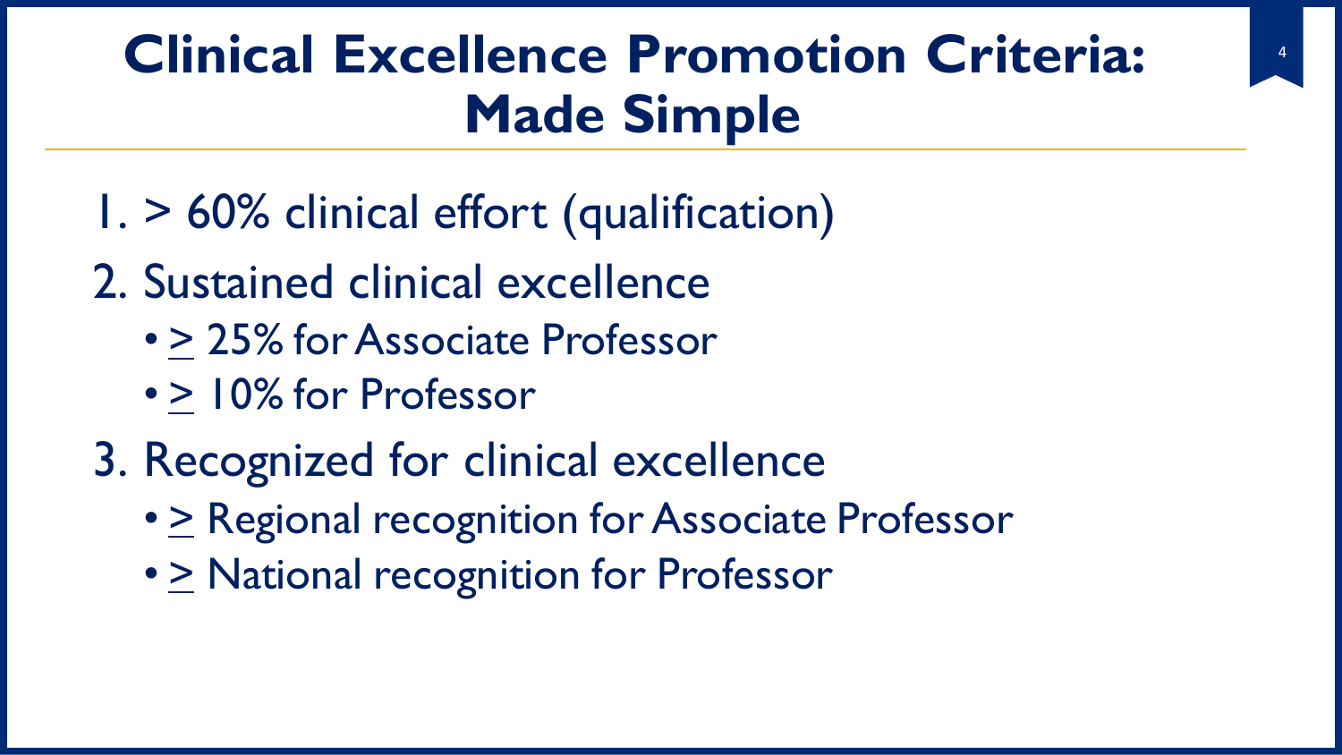# Clinical Excellence Promotion Criteria: Made Simple

1. > 60% clinical effort (qualification)
2. Sustained clinical excellence
   - ≥ 25% for Associate Professor
   - ≥ 10% for Professor
3. Recognized for clinical excellence
   - ≥ Regional recognition for Associate Professor
   - ≥ National recognition for Professor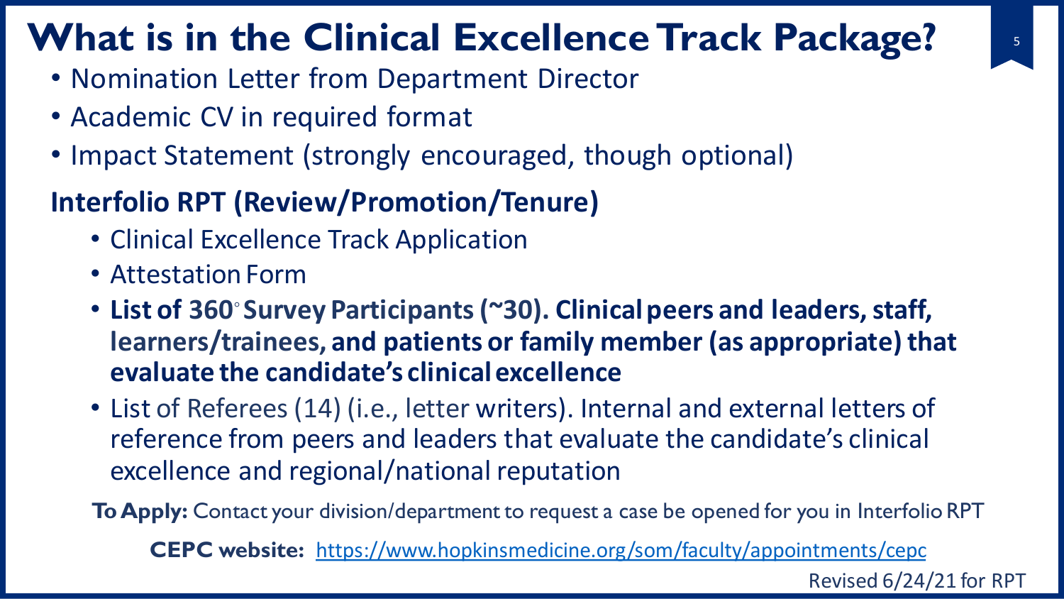# What is in the Clinical Excellence Track Package?

- Nomination Letter from Department Director
- Academic CV in required format
- Impact Statement (strongly encouraged, though optional)

**Interfolio RPT (Review/Promotion/Tenure)**

- Clinical Excellence Track Application
- Attestation Form
- **List of 360° Survey Participants (~30). Clinical peers and leaders, staff, learners/trainees, and patients or family member (as appropriate) that evaluate the candidate's clinical excellence**
- List of Referees (14) (i.e., letter writers). Internal and external letters of reference from peers and leaders that evaluate the candidate's clinical excellence and regional/national reputation

**To Apply:** Contact your division/department to request a case be opened for you in Interfolio RPT

**CEPC website:** https://www.hopkinsmedicine.org/som/faculty/appointments/cepc

Revised 6/24/21 for RPT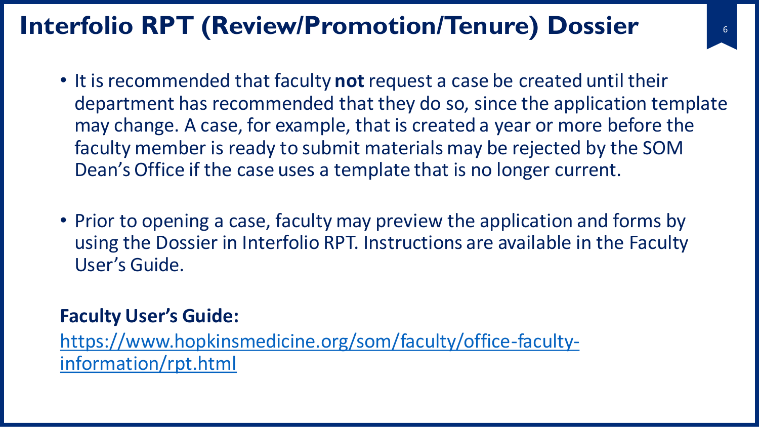# Interfolio RPT (Review/Promotion/Tenure) Dossier

- It is recommended that faculty **not** request a case be created until their department has recommended that they do so, since the application template may change. A case, for example, that is created a year or more before the faculty member is ready to submit materials may be rejected by the SOM Dean's Office if the case uses a template that is no longer current.

- Prior to opening a case, faculty may preview the application and forms by using the Dossier in Interfolio RPT. Instructions are available in the Faculty User's Guide.

**Faculty User's Guide:**

[https://www.hopkinsmedicine.org/som/faculty/office-faculty-information/rpt.html](https://www.hopkinsmedicine.org/som/faculty/office-faculty-information/rpt.html)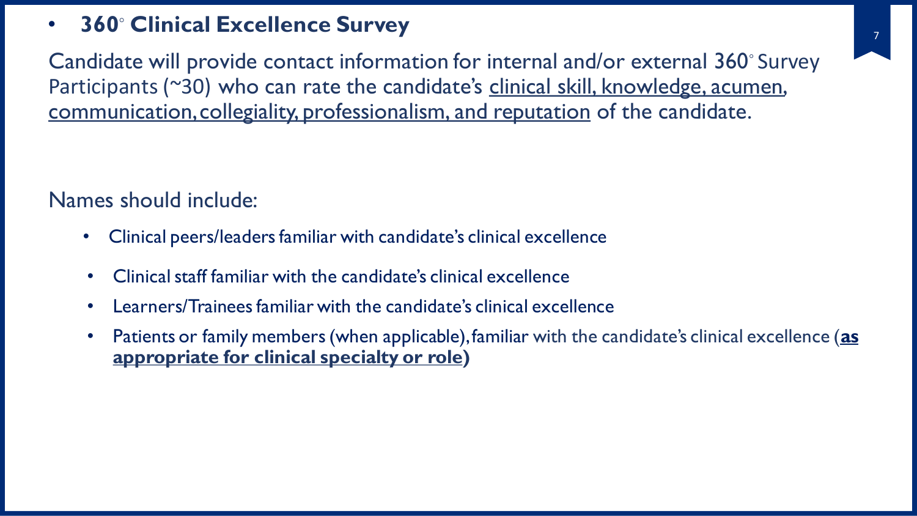- **360° Clinical Excellence Survey**

Candidate will provide contact information for internal and/or external 360° Survey Participants (~30) who can rate the candidate's clinical skill, knowledge, acumen, communication, collegiality, professionalism, and reputation of the candidate.

Names should include:

- Clinical peers/leaders familiar with candidate's clinical excellence
- Clinical staff familiar with the candidate's clinical excellence
- Learners/Trainees familiar with the candidate's clinical excellence
- Patients or family members (when applicable), familiar with the candidate's clinical excellence (**as appropriate for clinical specialty or role)**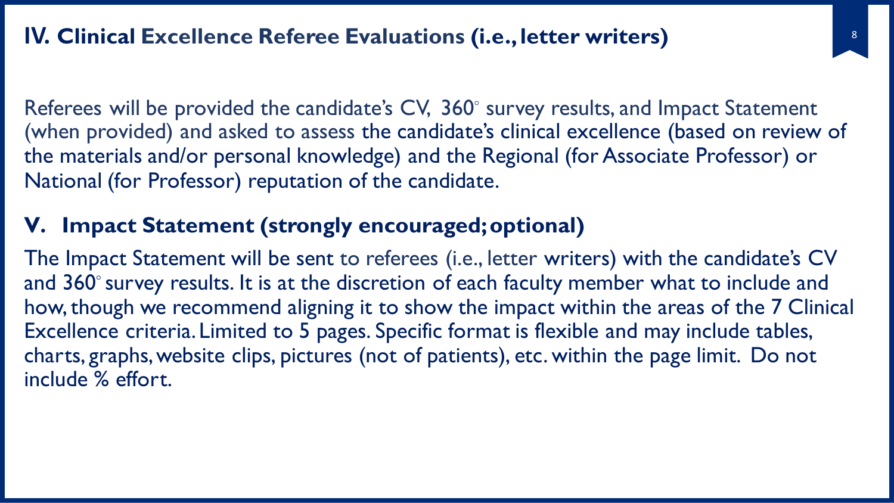## IV. Clinical Excellence Referee Evaluations (i.e., letter writers)

Referees will be provided the candidate's CV, 360° survey results, and Impact Statement (when provided) and asked to assess the candidate's clinical excellence (based on review of the materials and/or personal knowledge) and the Regional (for Associate Professor) or National (for Professor) reputation of the candidate.

## V. Impact Statement (strongly encouraged; optional)

The Impact Statement will be sent to referees (i.e., letter writers) with the candidate's CV and 360° survey results. It is at the discretion of each faculty member what to include and how, though we recommend aligning it to show the impact within the areas of the 7 Clinical Excellence criteria. Limited to 5 pages. Specific format is flexible and may include tables, charts, graphs, website clips, pictures (not of patients), etc. within the page limit. Do not include % effort.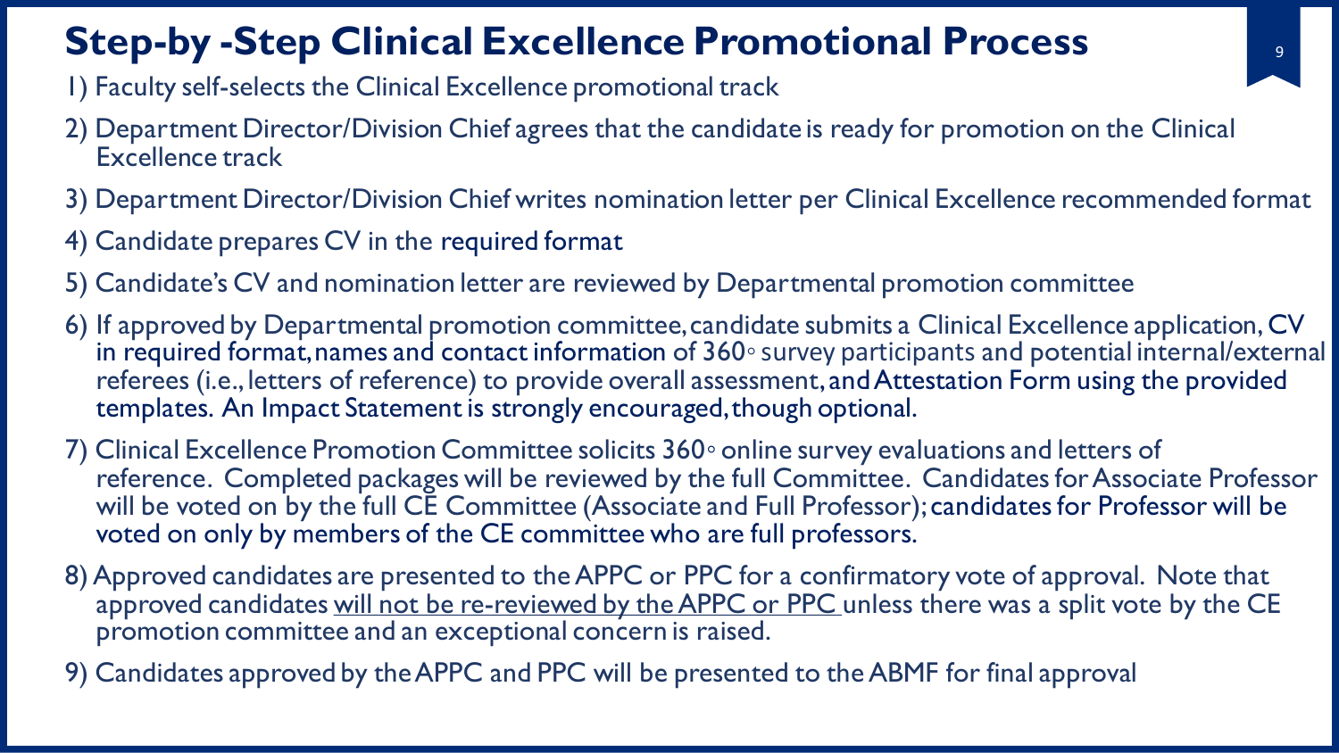# Step-by -Step Clinical Excellence Promotional Process

1) Faculty self-selects the Clinical Excellence promotional track
2) Department Director/Division Chief agrees that the candidate is ready for promotion on the Clinical Excellence track
3) Department Director/Division Chief writes nomination letter per Clinical Excellence recommended format
4) Candidate prepares CV in the required format
5) Candidate's CV and nomination letter are reviewed by Departmental promotion committee
6) If approved by Departmental promotion committee, candidate submits a Clinical Excellence application, CV in required format, names and contact information of 360◦ survey participants and potential internal/external referees (i.e., letters of reference) to provide overall assessment, and Attestation Form using the provided templates. An Impact Statement is strongly encouraged, though optional.
7) Clinical Excellence Promotion Committee solicits 360◦ online survey evaluations and letters of reference. Completed packages will be reviewed by the full Committee. Candidates for Associate Professor will be voted on by the full CE Committee (Associate and Full Professor); candidates for Professor will be voted on only by members of the CE committee who are full professors.
8) Approved candidates are presented to the APPC or PPC for a confirmatory vote of approval. Note that approved candidates <u>will not be re-reviewed by the APPC or PPC</u> unless there was a split vote by the CE promotion committee and an exceptional concern is raised.
9) Candidates approved by the APPC and PPC will be presented to the ABMF for final approval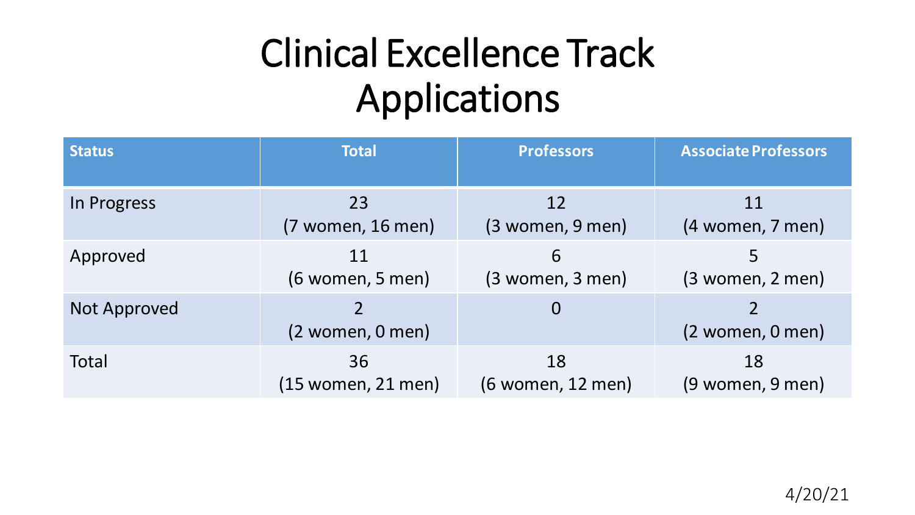# Clinical Excellence Track Applications

| Status | Total | Professors | Associate Professors |
|---|---|---|---|
| In Progress | 23 (7 women, 16 men) | 12 (3 women, 9 men) | 11 (4 women, 7 men) |
| Approved | 11 (6 women, 5 men) | 6 (3 women, 3 men) | 5 (3 women, 2 men) |
| Not Approved | 2 (2 women, 0 men) | 0 | 2 (2 women, 0 men) |
| Total | 36 (15 women, 21 men) | 18 (6 women, 12 men) | 18 (9 women, 9 men) |

4/20/21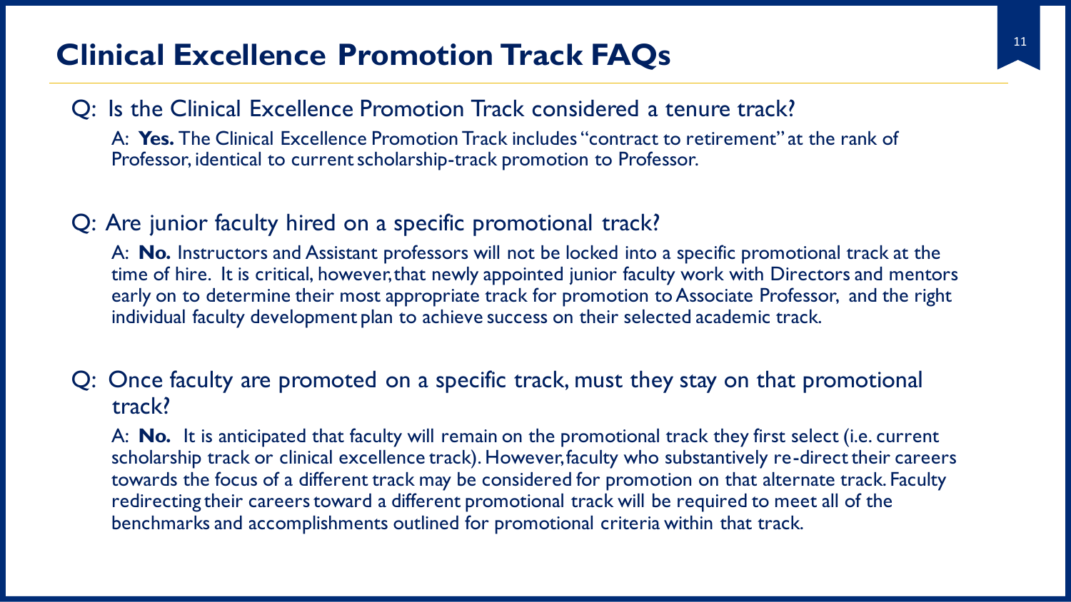# Clinical Excellence Promotion Track FAQs

Q: Is the Clinical Excellence Promotion Track considered a tenure track?

A: **Yes.** The Clinical Excellence Promotion Track includes "contract to retirement" at the rank of Professor, identical to current scholarship-track promotion to Professor.

Q: Are junior faculty hired on a specific promotional track?

A: **No.** Instructors and Assistant professors will not be locked into a specific promotional track at the time of hire. It is critical, however, that newly appointed junior faculty work with Directors and mentors early on to determine their most appropriate track for promotion to Associate Professor, and the right individual faculty development plan to achieve success on their selected academic track.

Q: Once faculty are promoted on a specific track, must they stay on that promotional track?

A: **No.** It is anticipated that faculty will remain on the promotional track they first select (i.e. current scholarship track or clinical excellence track). However, faculty who substantively re-direct their careers towards the focus of a different track may be considered for promotion on that alternate track. Faculty redirecting their careers toward a different promotional track will be required to meet all of the benchmarks and accomplishments outlined for promotional criteria within that track.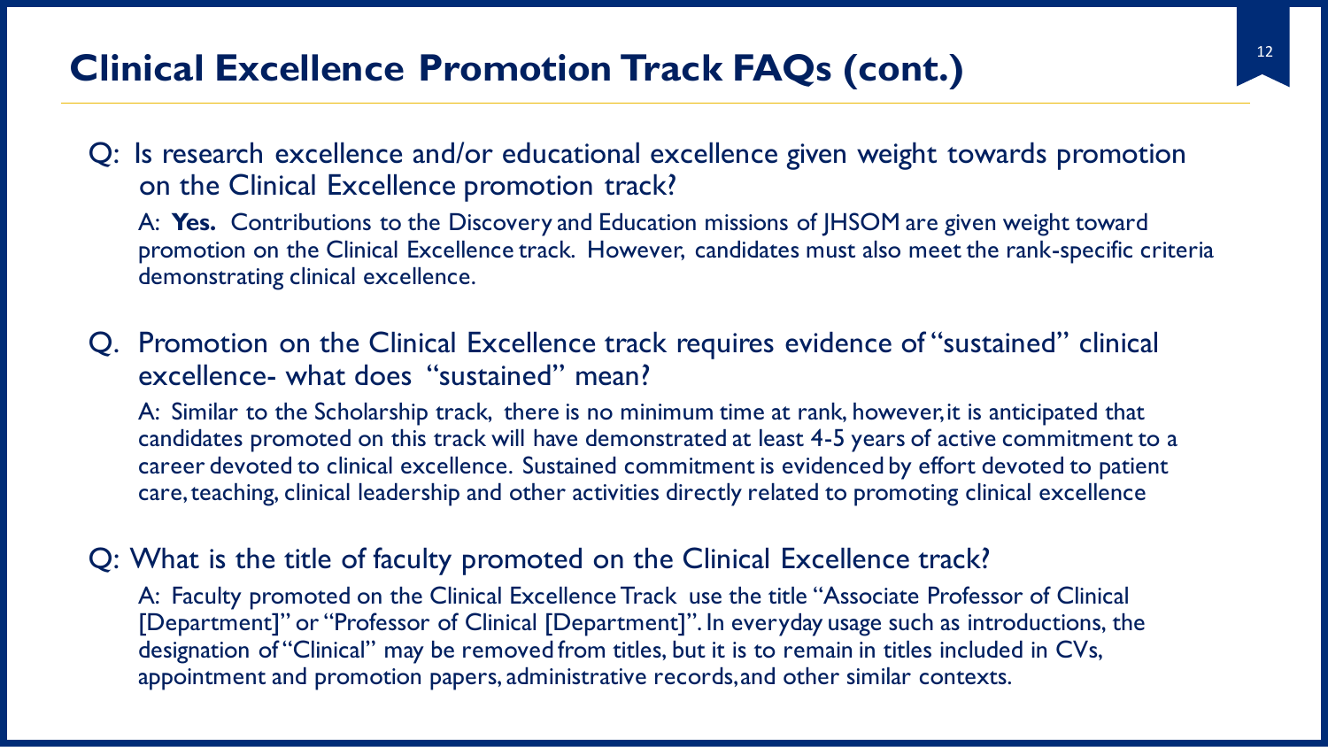## Clinical Excellence Promotion Track FAQs (cont.)

Q: Is research excellence and/or educational excellence given weight towards promotion on the Clinical Excellence promotion track?

A: **Yes.** Contributions to the Discovery and Education missions of JHSOM are given weight toward promotion on the Clinical Excellence track. However, candidates must also meet the rank-specific criteria demonstrating clinical excellence.

Q. Promotion on the Clinical Excellence track requires evidence of "sustained" clinical excellence- what does "sustained" mean?

A: Similar to the Scholarship track, there is no minimum time at rank, however, it is anticipated that candidates promoted on this track will have demonstrated at least 4-5 years of active commitment to a career devoted to clinical excellence. Sustained commitment is evidenced by effort devoted to patient care, teaching, clinical leadership and other activities directly related to promoting clinical excellence

Q: What is the title of faculty promoted on the Clinical Excellence track?

A: Faculty promoted on the Clinical Excellence Track use the title "Associate Professor of Clinical [Department]" or "Professor of Clinical [Department]". In everyday usage such as introductions, the designation of "Clinical" may be removed from titles, but it is to remain in titles included in CVs, appointment and promotion papers, administrative records, and other similar contexts.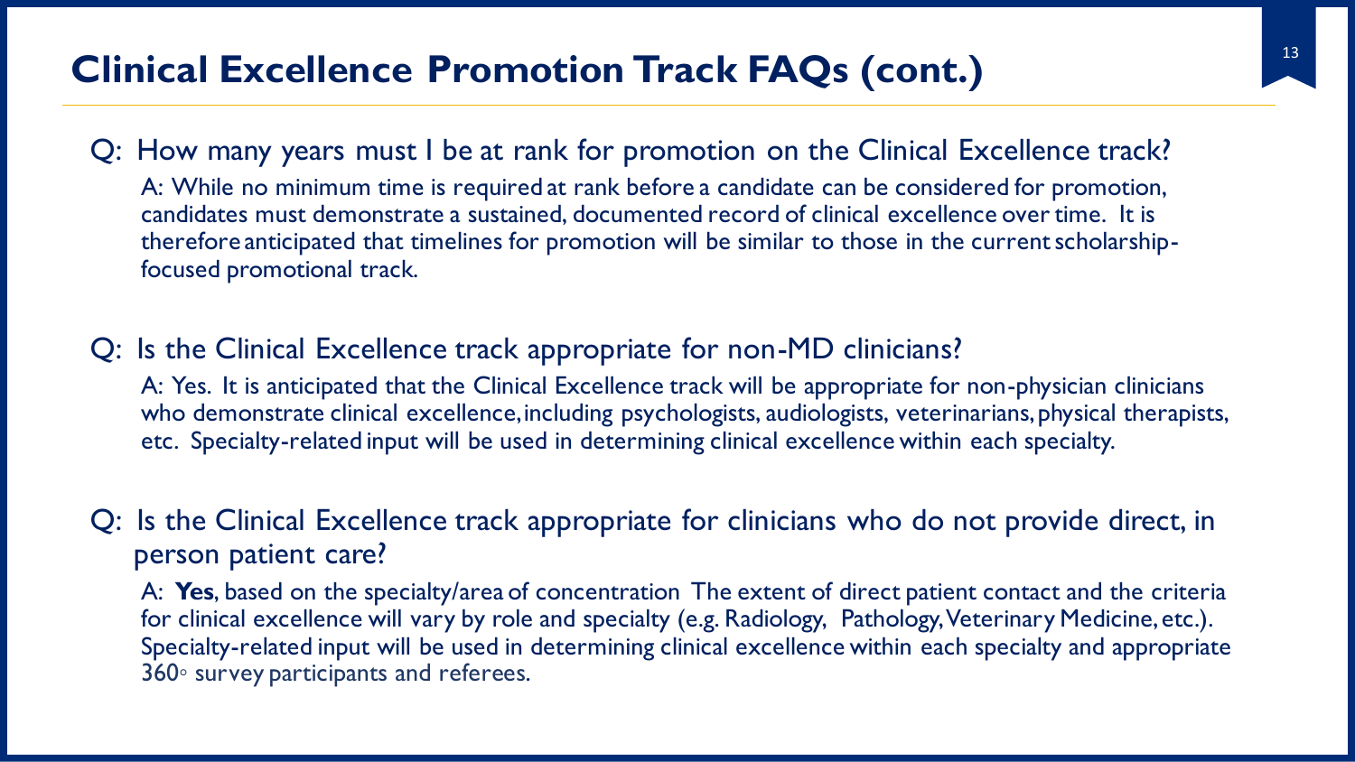# Clinical Excellence Promotion Track FAQs (cont.)

Q: How many years must I be at rank for promotion on the Clinical Excellence track?

A: While no minimum time is required at rank before a candidate can be considered for promotion, candidates must demonstrate a sustained, documented record of clinical excellence over time. It is therefore anticipated that timelines for promotion will be similar to those in the current scholarship-focused promotional track.

Q: Is the Clinical Excellence track appropriate for non-MD clinicians?

A: Yes. It is anticipated that the Clinical Excellence track will be appropriate for non-physician clinicians who demonstrate clinical excellence, including psychologists, audiologists, veterinarians, physical therapists, etc. Specialty-related input will be used in determining clinical excellence within each specialty.

Q: Is the Clinical Excellence track appropriate for clinicians who do not provide direct, in person patient care?

A: **Yes**, based on the specialty/area of concentration The extent of direct patient contact and the criteria for clinical excellence will vary by role and specialty (e.g. Radiology, Pathology, Veterinary Medicine, etc.). Specialty-related input will be used in determining clinical excellence within each specialty and appropriate 360◦ survey participants and referees.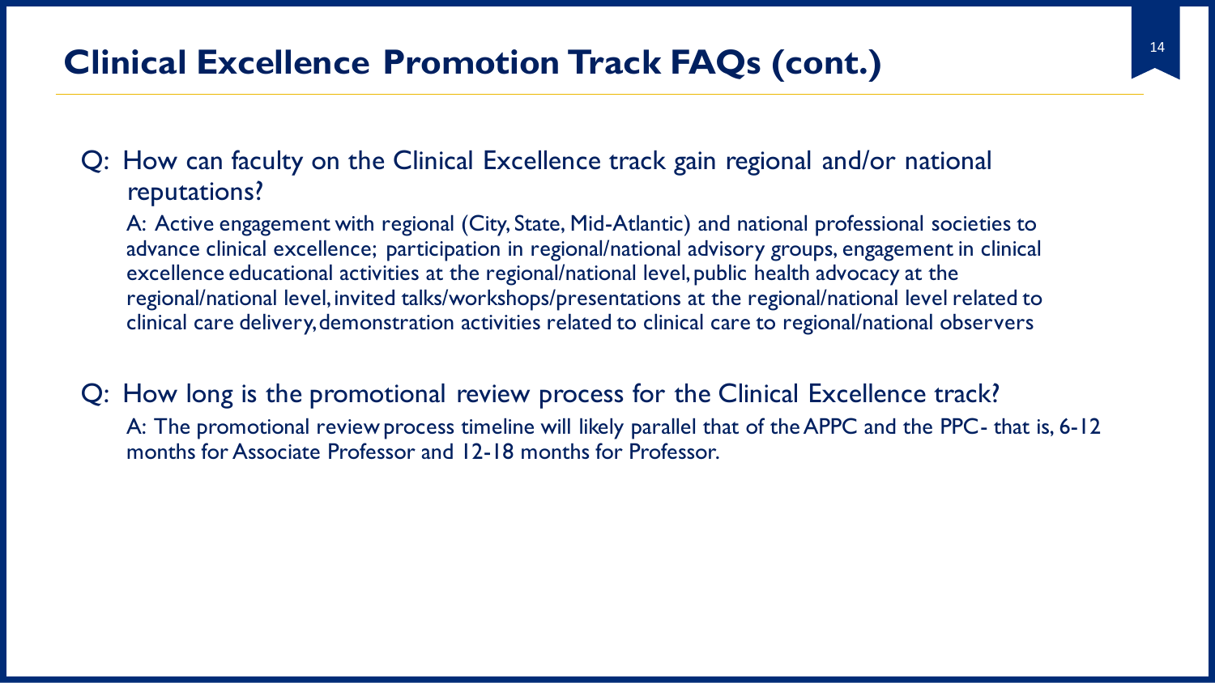# Clinical Excellence Promotion Track FAQs (cont.)

Q: How can faculty on the Clinical Excellence track gain regional and/or national reputations?

A: Active engagement with regional (City, State, Mid-Atlantic) and national professional societies to advance clinical excellence; participation in regional/national advisory groups, engagement in clinical excellence educational activities at the regional/national level, public health advocacy at the regional/national level, invited talks/workshops/presentations at the regional/national level related to clinical care delivery, demonstration activities related to clinical care to regional/national observers

Q: How long is the promotional review process for the Clinical Excellence track?

A: The promotional review process timeline will likely parallel that of the APPC and the PPC- that is, 6-12 months for Associate Professor and 12-18 months for Professor.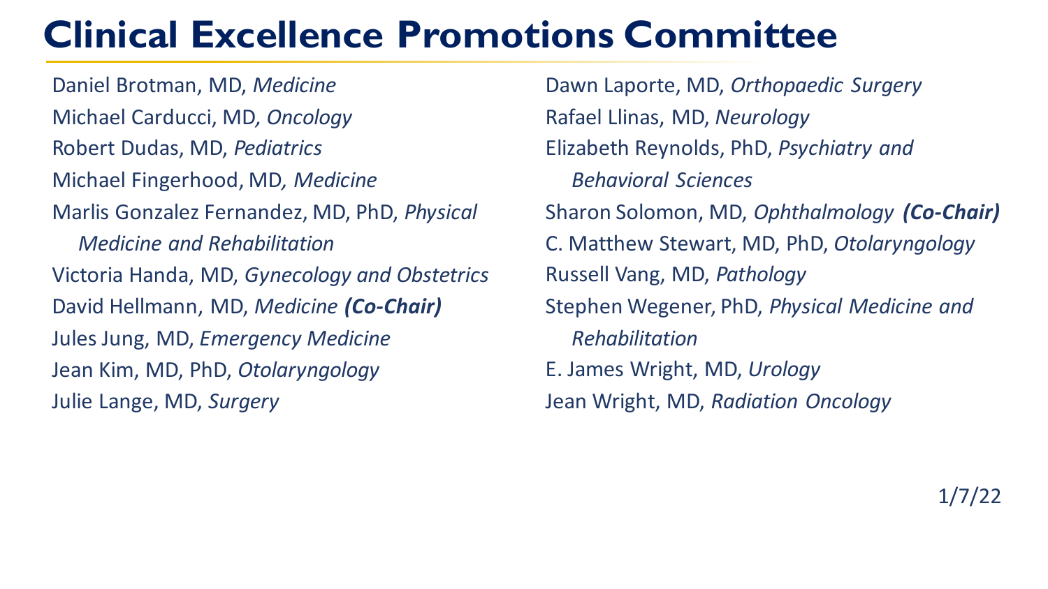# Clinical Excellence Promotions Committee

Daniel Brotman, MD, *Medicine*
Michael Carducci, MD, *Oncology*
Robert Dudas, MD, *Pediatrics*
Michael Fingerhood, MD, *Medicine*
Marlis Gonzalez Fernandez, MD, PhD, *Physical Medicine and Rehabilitation*
Victoria Handa, MD, *Gynecology and Obstetrics*
David Hellmann, MD, *Medicine* ***(Co-Chair)***
Jules Jung, MD, *Emergency Medicine*
Jean Kim, MD, PhD, *Otolaryngology*
Julie Lange, MD, *Surgery*
Dawn Laporte, MD, *Orthopaedic Surgery*
Rafael Llinas, MD, *Neurology*
Elizabeth Reynolds, PhD, *Psychiatry and Behavioral Sciences*
Sharon Solomon, MD, *Ophthalmology* ***(Co-Chair)***
C. Matthew Stewart, MD, PhD, *Otolaryngology*
Russell Vang, MD, *Pathology*
Stephen Wegener, PhD, *Physical Medicine and Rehabilitation*
E. James Wright, MD, *Urology*
Jean Wright, MD, *Radiation Oncology*

1/7/22